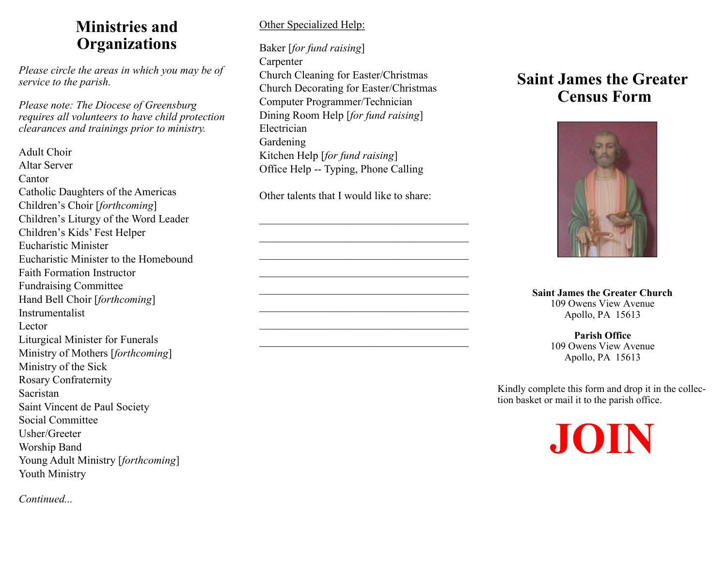# Ministries and Organizations

*Please circle the areas in which you may be of service to the parish.*

*Please note: The Diocese of Greensburg requires all volunteers to have child protection clearances and trainings prior to ministry.*

Adult Choir
Altar Server
Cantor
Catholic Daughters of the Americas
Children's Choir [*forthcoming*]
Children's Liturgy of the Word Leader
Children's Kids' Fest Helper
Eucharistic Minister
Eucharistic Minister to the Homebound
Faith Formation Instructor
Fundraising Committee
Hand Bell Choir [*forthcoming*]
Instrumentalist
Lector
Liturgical Minister for Funerals
Ministry of Mothers [*forthcoming*]
Ministry of the Sick
Rosary Confraternity
Sacristan
Saint Vincent de Paul Society
Social Committee
Usher/Greeter
Worship Band
Young Adult Ministry [*forthcoming*]
Youth Ministry

*Continued...*

Other Specialized Help:

Baker [*for fund raising*]
Carpenter
Church Cleaning for Easter/Christmas
Church Decorating for Easter/Christmas
Computer Programmer/Technician
Dining Room Help [*for fund raising*]
Electrician
Gardening
Kitchen Help [*for fund raising*]
Office Help -- Typing, Phone Calling

Other talents that I would like to share:

________________________________________
________________________________________
________________________________________
________________________________________
________________________________________
________________________________________
________________________________________
________________________________________

# Saint James the Greater Census Form

**Saint James the Greater Church**
109 Owens View Avenue
Apollo, PA 15613

**Parish Office**
109 Owens View Avenue
Apollo, PA 15613

Kindly complete this form and drop it in the collection basket or mail it to the parish office.

**JOIN**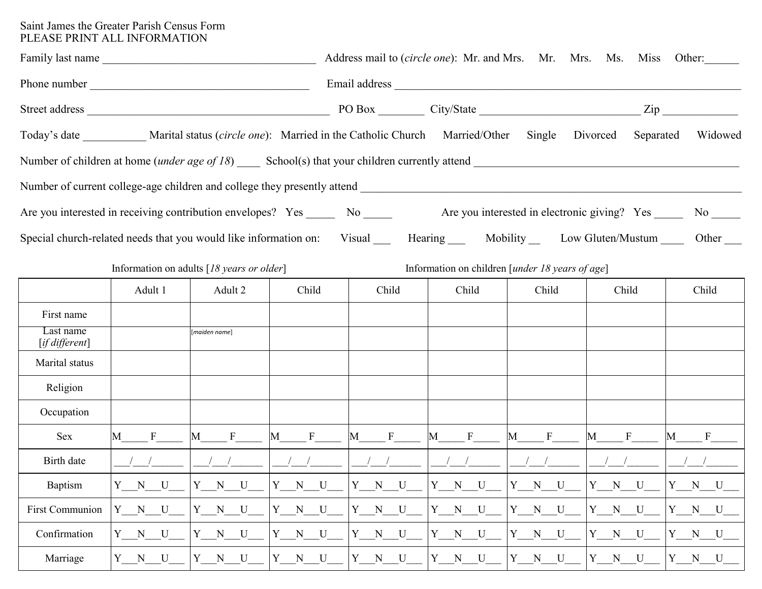Saint James the Greater Parish Census Form
PLEASE PRINT ALL INFORMATION

Family last name _____________________________________ Address mail to (*circle one*): Mr. and Mrs. Mr. Mrs. Ms. Miss Other:______

Phone number _____________________________________ Email address _____________________________________

Street address _____________________________________ PO Box ________ City/State ___________________________ Zip _____________

Today's date ___________ Marital status (*circle one*): Married in the Catholic Church Married/Other Single Divorced Separated Widowed

Number of children at home (*under age of 18*) ____ School(s) that your children currently attend _____________________________________

Number of current college-age children and college they presently attend _____________________________________

Are you interested in receiving contribution envelopes? Yes _____ No _____ Are you interested in electronic giving? Yes _____ No _____

Special church-related needs that you would like information on: Visual ___ Hearing ___ Mobility __ Low Gluten/Mustum ____ Other ___

| | Information on adults [*18 years or older*] | | Information on children [*under 18 years of age*] | | | | | |
|---|---|---|---|---|---|---|---|---|
| | Adult 1 | Adult 2 | Child | Child | Child | Child | Child | Child |
| First name | | | | | | | | |
| Last name [*if different*] | | [*maiden name*] | | | | | | |
| Marital status | | | | | | | | |
| Religion | | | | | | | | |
| Occupation | | | | | | | | |
| Sex | M_____ F_____ | M_____ F_____ | M_____ F_____ | M_____ F_____ | M_____ F_____ | M_____ F_____ | M_____ F_____ | M_____ F_____ |
| Birth date | ___/___/______ | ___/___/______ | ___/___/______ | ___/___/______ | ___/___/______ | ___/___/______ | ___/___/______ | ___/___/______ |
| Baptism | Y___N___U___ | Y___N___U___ | Y___N___U___ | Y___N___U___ | Y___N___U___ | Y___N___U___ | Y___N___U___ | Y___N___U___ |
| First Communion | Y___N___U___ | Y___N___U___ | Y___N___U___ | Y___N___U___ | Y___N___U___ | Y___N___U___ | Y___N___U___ | Y___N___U___ |
| Confirmation | Y___N___U___ | Y___N___U___ | Y___N___U___ | Y___N___U___ | Y___N___U___ | Y___N___U___ | Y___N___U___ | Y___N___U___ |
| Marriage | Y___N___U___ | Y___N___U___ | Y___N___U___ | Y___N___U___ | Y___N___U___ | Y___N___U___ | Y___N___U___ | Y___N___U___ |